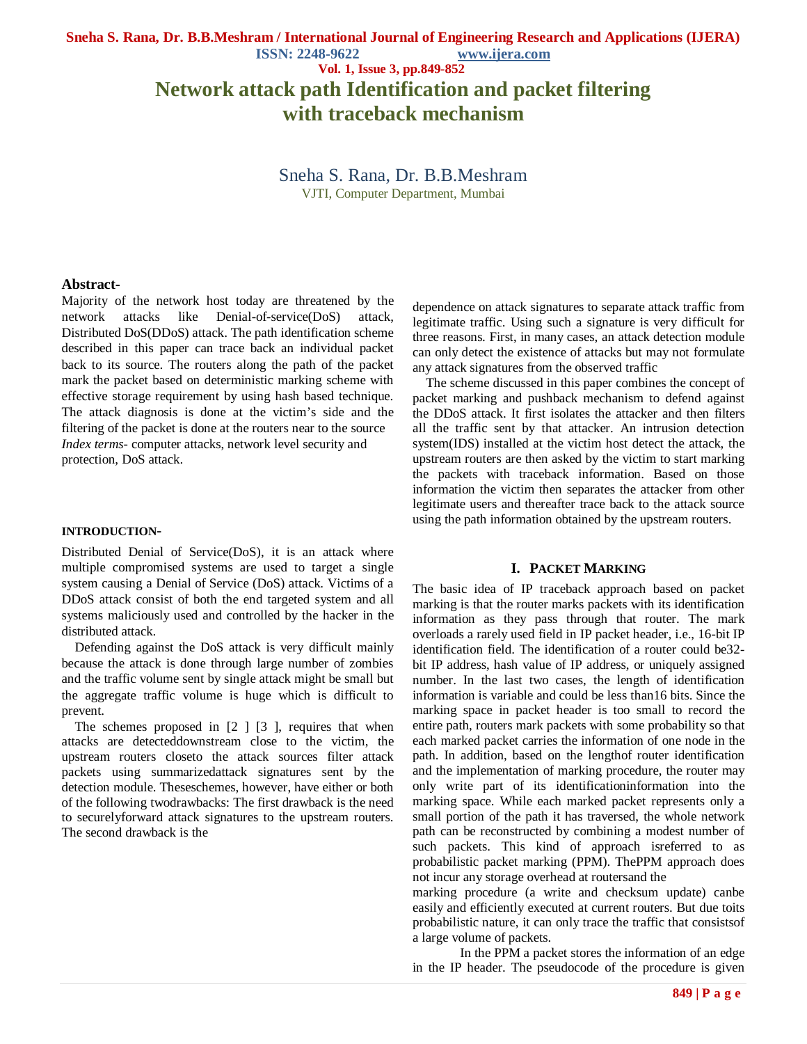# Network attack path Identification and packet filtering with traceback mechanism

Sneha S. Rana, Dr. B.B.Meshram
VJTI, Computer Department, Mumbai

## Abstract-

Majority of the network host today are threatened by the network attacks like Denial-of-service(DoS) attack, Distributed DoS(DDoS) attack. The path identification scheme described in this paper can trace back an individual packet back to its source. The routers along the path of the packet mark the packet based on deterministic marking scheme with effective storage requirement by using hash based technique. The attack diagnosis is done at the victim's side and the filtering of the packet is done at the routers near to the source

*Index terms-* computer attacks, network level security and protection, DoS attack.

#### INTRODUCTION-

Distributed Denial of Service(DoS), it is an attack where multiple compromised systems are used to target a single system causing a Denial of Service (DoS) attack. Victims of a DDoS attack consist of both the end targeted system and all systems maliciously used and controlled by the hacker in the distributed attack.

Defending against the DoS attack is very difficult mainly because the attack is done through large number of zombies and the traffic volume sent by single attack might be small but the aggregate traffic volume is huge which is difficult to prevent.

The schemes proposed in [2 ] [3 ], requires that when attacks are detecteddownstream close to the victim, the upstream routers closeto the attack sources filter attack packets using summarizedattack signatures sent by the detection module. Theseschemes, however, have either or both of the following twodrawbacks: The first drawback is the need to securelyforward attack signatures to the upstream routers. The second drawback is the dependence on attack signatures to separate attack traffic from legitimate traffic. Using such a signature is very difficult for three reasons. First, in many cases, an attack detection module can only detect the existence of attacks but may not formulate any attack signatures from the observed traffic

The scheme discussed in this paper combines the concept of packet marking and pushback mechanism to defend against the DDoS attack. It first isolates the attacker and then filters all the traffic sent by that attacker. An intrusion detection system(IDS) installed at the victim host detect the attack, the upstream routers are then asked by the victim to start marking the packets with traceback information. Based on those information the victim then separates the attacker from other legitimate users and thereafter trace back to the attack source using the path information obtained by the upstream routers.

## I. Packet Marking

The basic idea of IP traceback approach based on packet marking is that the router marks packets with its identification information as they pass through that router. The mark overloads a rarely used field in IP packet header, i.e., 16-bit IP identification field. The identification of a router could be32-bit IP address, hash value of IP address, or uniquely assigned number. In the last two cases, the length of identification information is variable and could be less than16 bits. Since the marking space in packet header is too small to record the entire path, routers mark packets with some probability so that each marked packet carries the information of one node in the path. In addition, based on the lengthof router identification and the implementation of marking procedure, the router may only write part of its identificationinformation into the marking space. While each marked packet represents only a small portion of the path it has traversed, the whole network path can be reconstructed by combining a modest number of such packets. This kind of approach isreferred to as probabilistic packet marking (PPM). ThePPM approach does not incur any storage overhead at routersand the marking procedure (a write and checksum update) canbe easily and efficiently executed at current routers. But due toits probabilistic nature, it can only trace the traffic that consistsof a large volume of packets.

In the PPM a packet stores the information of an edge in the IP header. The pseudocode of the procedure is given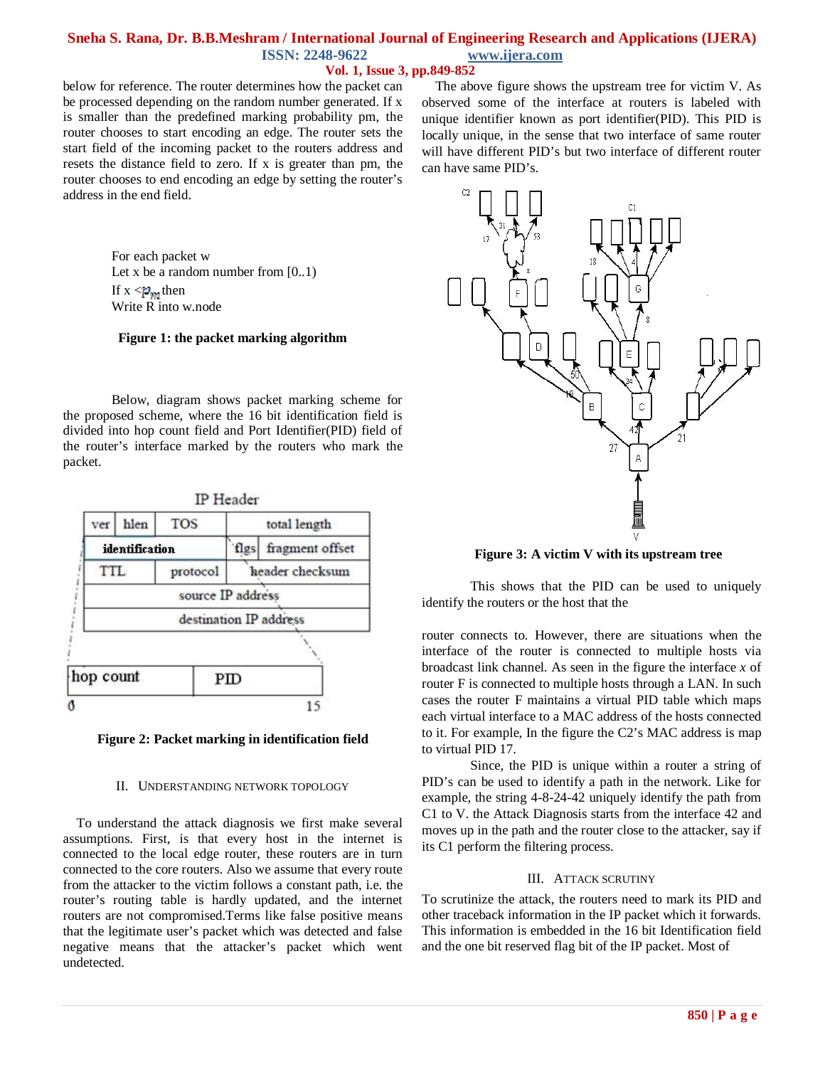below for reference. The router determines how the packet can be processed depending on the random number generated. If x is smaller than the predefined marking probability pm, the router chooses to start encoding an edge. The router sets the start field of the incoming packet to the routers address and resets the distance field to zero. If x is greater than pm, the router chooses to end encoding an edge by setting the router's address in the end field.

```
For each packet w
Let x be a random number from [0..1)
If x < Pm then
Write R into w.node
```

**Figure 1: the packet marking algorithm**

Below, diagram shows packet marking scheme for the proposed scheme, where the 16 bit identification field is divided into hop count field and Port Identifier(PID) field of the router's interface marked by the routers who mark the packet.

IP Header

| ver | hlen | TOS | | total length |
|---|---|---|---|---|
| identification | | | flgs | fragment offset |
| TTL | | protocol | | header checksum |
| source IP address | | | | |
| destination IP address | | | | |

| hop count | PID |
|---|---|
| 0 | 15 |

**Figure 2: Packet marking in identification field**

## II. Understanding Network Topology

To understand the attack diagnosis we first make several assumptions. First, is that every host in the internet is connected to the local edge router, these routers are in turn connected to the core routers. Also we assume that every route from the attacker to the victim follows a constant path, i.e. the router's routing table is hardly updated, and the internet routers are not compromised.Terms like false positive means that the legitimate user's packet which was detected and false negative means that the attacker's packet which went undetected.

The above figure shows the upstream tree for victim V. As observed some of the interface at routers is labeled with unique identifier known as port identifier(PID). This PID is locally unique, in the sense that two interface of same router will have different PID's but two interface of different router can have same PID's.

**Figure 3: A victim V with its upstream tree**

This shows that the PID can be used to uniquely identify the routers or the host that the router connects to. However, there are situations when the interface of the router is connected to multiple hosts via broadcast link channel. As seen in the figure the interface *x* of router F is connected to multiple hosts through a LAN. In such cases the router F maintains a virtual PID table which maps each virtual interface to a MAC address of the hosts connected to it. For example, In the figure the C2's MAC address is map to virtual PID 17.

Since, the PID is unique within a router a string of PID's can be used to identify a path in the network. Like for example, the string 4-8-24-42 uniquely identify the path from C1 to V. the Attack Diagnosis starts from the interface 42 and moves up in the path and the router close to the attacker, say if its C1 perform the filtering process.

## III. Attack Scrutiny

To scrutinize the attack, the routers need to mark its PID and other traceback information in the IP packet which it forwards. This information is embedded in the 16 bit Identification field and the one bit reserved flag bit of the IP packet. Most of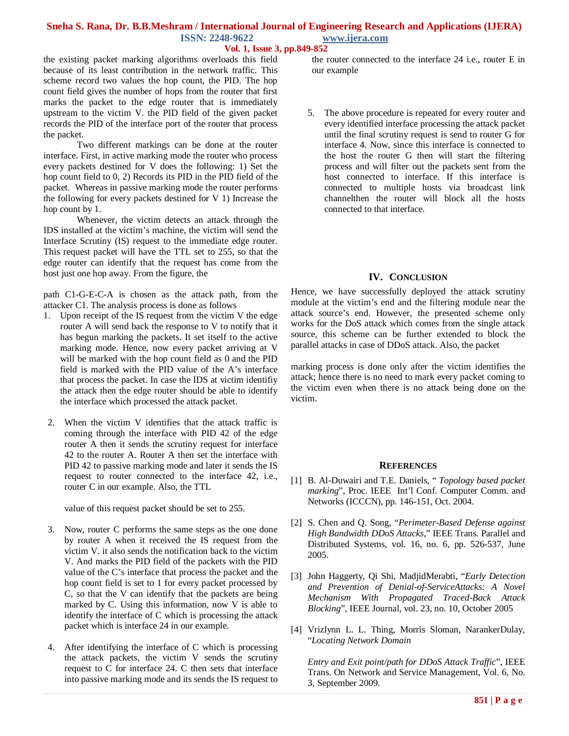the existing packet marking algorithms overloads this field because of its least contribution in the network traffic. This scheme record two values the hop count, the PID. The hop count field gives the number of hops from the router that first marks the packet to the edge router that is immediately upstream to the victim V. the PID field of the given packet records the PID of the interface port of the router that process the packet.

Two different markings can be done at the router interface. First, in active marking mode the router who process every packets destined for V does the following: 1) Set the hop count field to 0, 2) Records its PID in the PID field of the packet. Whereas in passive marking mode the router performs the following for every packets destined for V 1) Increase the hop count by 1.

Whenever, the victim detects an attack through the IDS installed at the victim's machine, the victim will send the Interface Scrutiny (IS) request to the immediate edge router. This request packet will have the TTL set to 255, so that the edge router can identify that the request has come from the host just one hop away. From the figure, the path C1-G-E-C-A is chosen as the attack path, from the attacker C1. The analysis process is done as follows

1. Upon receipt of the IS request from the victim V the edge router A will send back the response to V to notify that it has begun marking the packets. It set itself to the active marking mode. Hence, now every packet arriving at V will be marked with the hop count field as 0 and the PID field is marked with the PID value of the A's interface that process the packet. In case the IDS at victim identifiy the attack then the edge router should be able to identify the interface which processed the attack packet.

2. When the victim V identifies that the attack traffic is coming through the interface with PID 42 of the edge router A then it sends the scrutiny request for interface 42 to the router A. Router A then set the interface with PID 42 to passive marking mode and later it sends the IS request to router connected to the interface 42, i.e., router C in our example. Also, the TTL value of this request packet should be set to 255.

3. Now, router C performs the same steps as the one done by router A when it received the IS request from the victim V. it also sends the notification back to the victim V. And marks the PID field of the packets with the PID value of the C's interface that process the packet and the hop count field is set to 1 for every packet processed by C, so that the V can identify that the packets are being marked by C. Using this information, now V is able to identify the interface of C which is processing the attack packet which is interface 24 in our example.

4. After identifying the interface of C which is processing the attack packets, the victim V sends the scrutiny request to C for interface 24. C then sets that interface into passive marking mode and its sends the IS request to the router connected to the interface 24 i.e., router E in our example

5. The above procedure is repeated for every router and every identified interface processing the attack packet until the final scrutiny request is send to router G for interface 4. Now, since this interface is connected to the host the router G then will start the filtering process and will filter out the packets sent from the host connected to interface. If this interface is connected to multiple hosts via broadcast link channelthen the router will block all the hosts connected to that interface.

## IV. Conclusion

Hence, we have successfully deployed the attack scrutiny module at the victim's end and the filtering module near the attack source's end. However, the presented scheme only works for the DoS attack which comes from the single attack source, this scheme can be further extended to block the parallel attacks in case of DDoS attack. Also, the packet marking process is done only after the victim identifies the attack; hence there is no need to mark every packet coming to the victim even when there is no attack being done on the victim.

## References

[1] B. Al-Duwairi and T.E. Daniels, " *Topology based packet marking*", Proc. IEEE Int'l Conf. Computer Comm. and Networks (ICCCN), pp. 146-151, Oct. 2004.

[2] S. Chen and Q. Song, "*Perimeter-Based Defense against High Bandwidth DDoS Attacks*," IEEE Trans. Parallel and Distributed Systems, vol. 16, no. 6, pp. 526-537, June 2005.

[3] John Haggerty, Qi Shi, MadjidMerabti, "*Early Detection and Prevention of Denial-of-ServiceAttacks: A Novel Mechanism With Propagated Traced-Back Attack Blocking*", IEEE Journal, vol. 23, no. 10, October 2005

[4] Vrizlynn L. L. Thing, Morris Sloman, NarankerDulay, "*Locating Network Domain Entry and Exit point/path for DDoS Attack Traffic*", IEEE Trans. On Network and Service Management, Vol. 6, No. 3, September 2009.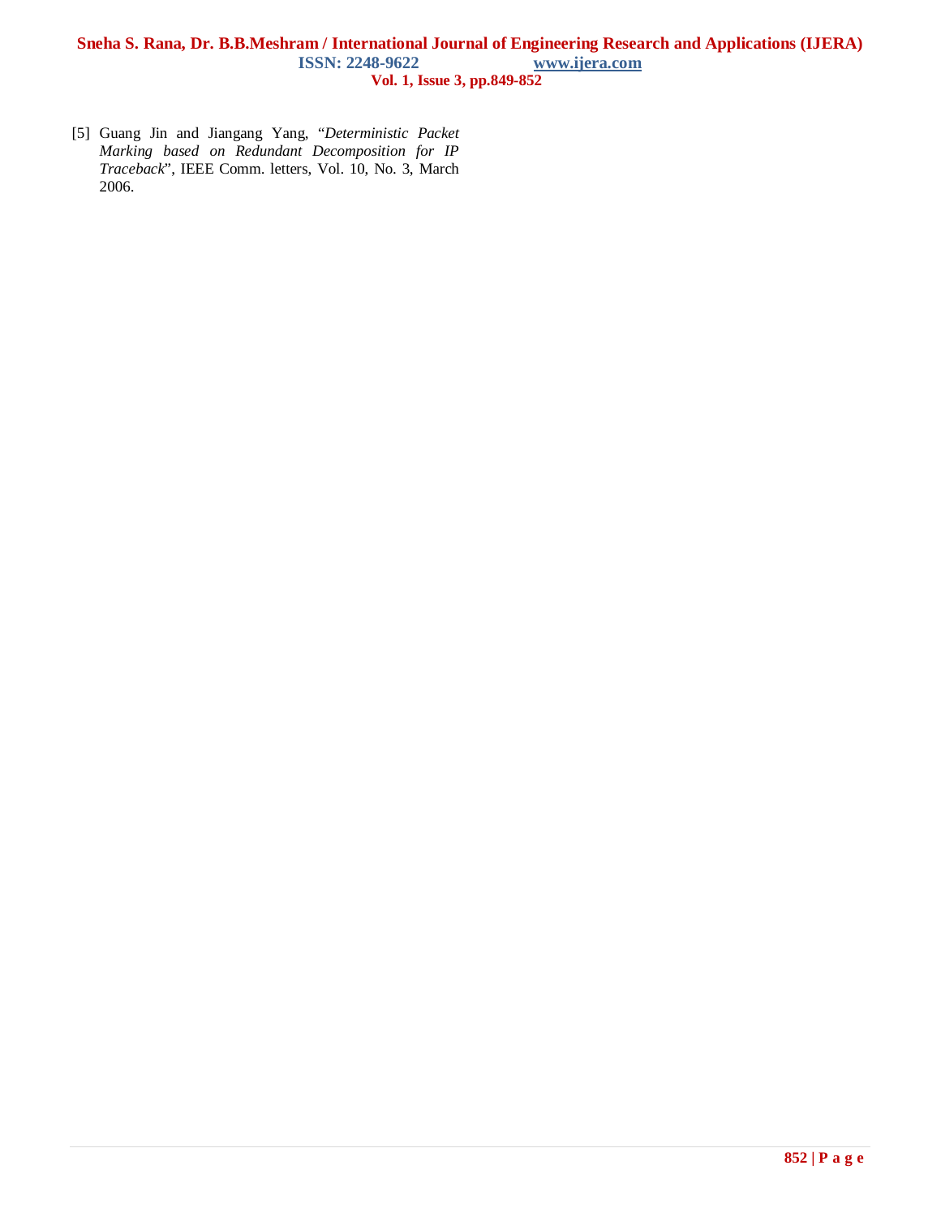[5] Guang Jin and Jiangang Yang, "*Deterministic Packet Marking based on Redundant Decomposition for IP Traceback*", IEEE Comm. letters, Vol. 10, No. 3, March 2006.